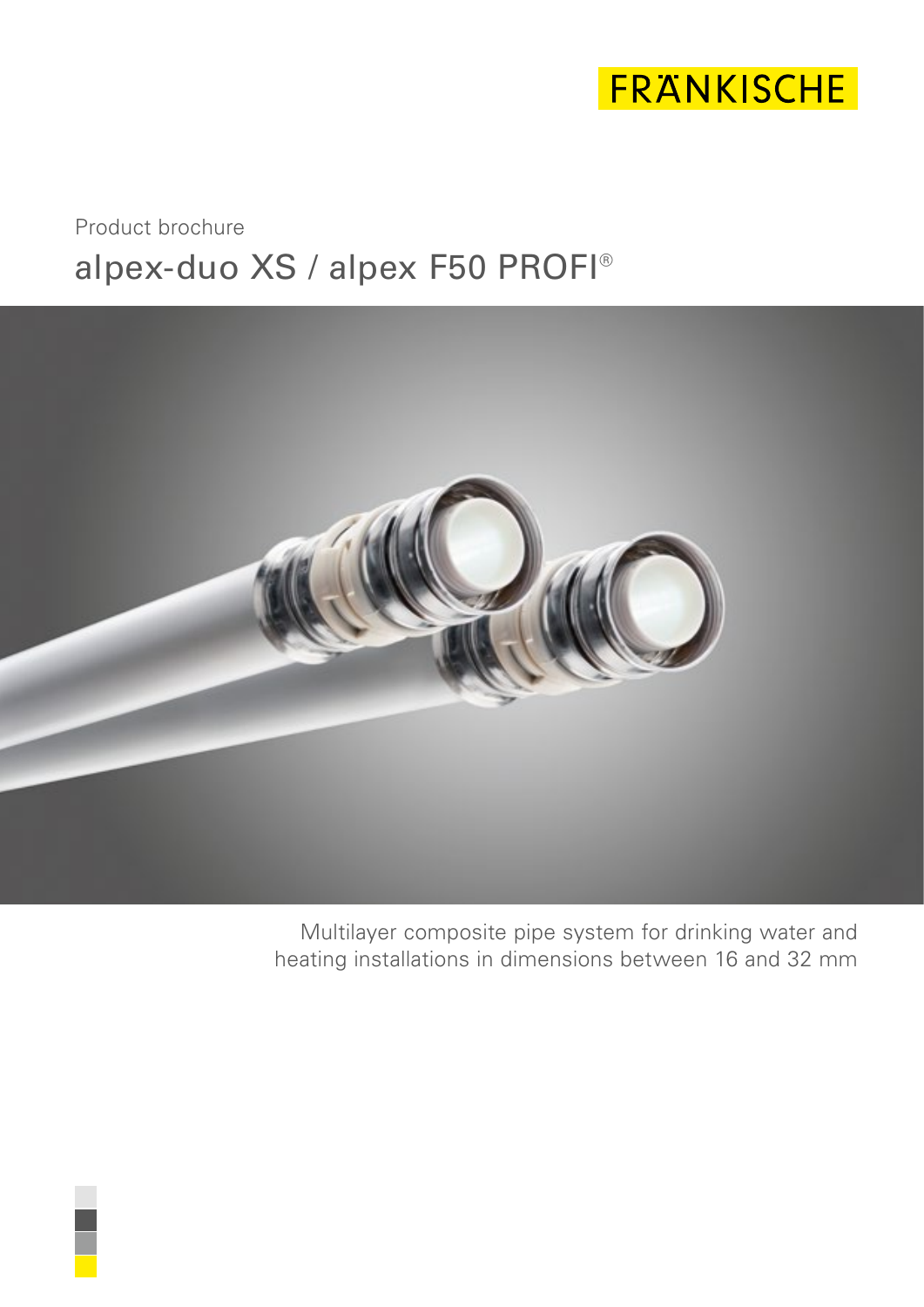FRÄNKISCHE

Product brochure

# alpex-duo XS / alpex F50 PROFI®

Multilayer composite pipe system for drinking water and heating installations in dimensions between 16 and 32 mm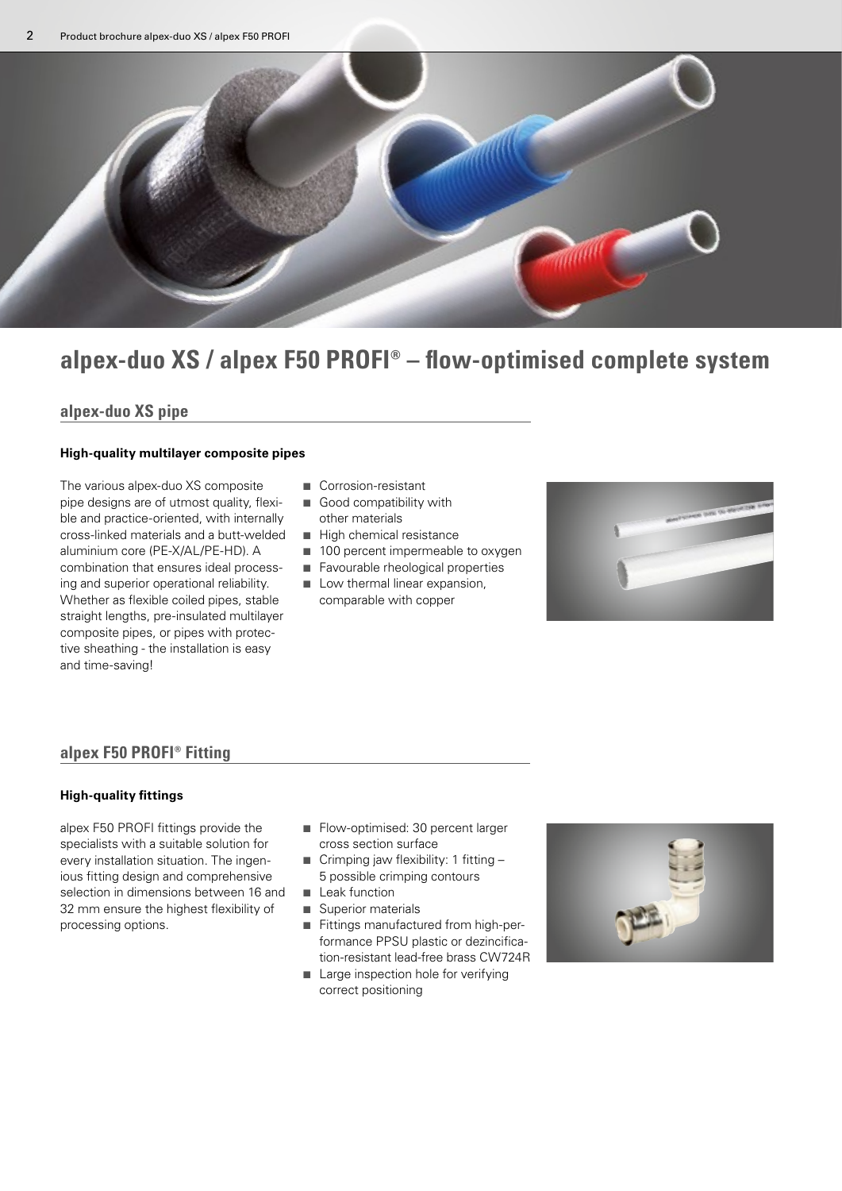# alpex-duo XS / alpex F50 PROFI® – flow-optimised complete system

## alpex-duo XS pipe

### High-quality multilayer composite pipes

The various alpex-duo XS composite pipe designs are of utmost quality, flexible and practice-oriented, with internally cross-linked materials and a butt-welded aluminium core (PE-X/AL/PE-HD). A combination that ensures ideal processing and superior operational reliability. Whether as flexible coiled pipes, stable straight lengths, pre-insulated multilayer composite pipes, or pipes with protective sheathing - the installation is easy and time-saving!

- Corrosion-resistant
- Good compatibility with other materials
- High chemical resistance
- 100 percent impermeable to oxygen
- Favourable rheological properties
- Low thermal linear expansion, comparable with copper

## alpex F50 PROFI® Fitting

### High-quality fittings

alpex F50 PROFI fittings provide the specialists with a suitable solution for every installation situation. The ingenious fitting design and comprehensive selection in dimensions between 16 and 32 mm ensure the highest flexibility of processing options.

- Flow-optimised: 30 percent larger cross section surface
- Crimping jaw flexibility: 1 fitting – 5 possible crimping contours
- Leak function
- Superior materials
- Fittings manufactured from high-performance PPSU plastic or dezincification-resistant lead-free brass CW724R
- Large inspection hole for verifying correct positioning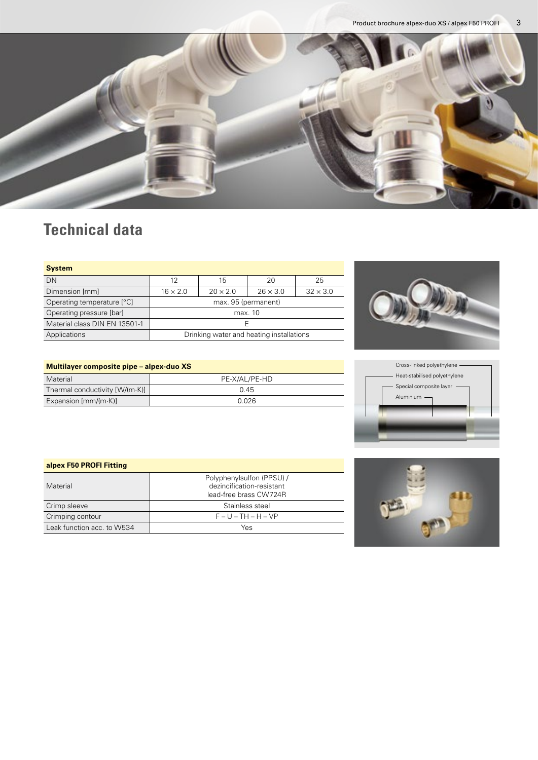# Technical data

| System | | | | |
|---|---|---|---|---|
| DN | 12 | 15 | 20 | 25 |
| Dimension [mm] | 16 × 2.0 | 20 × 2.0 | 26 × 3.0 | 32 × 3.0 |
| Operating temperature [°C] | max. 95 (permanent) | | | |
| Operating pressure [bar] | max. 10 | | | |
| Material class DIN EN 13501-1 | E | | | |
| Applications | Drinking water and heating installations | | | |

| Multilayer composite pipe – alpex-duo XS | |
|---|---|
| Material | PE-X/AL/PE-HD |
| Thermal conductivity [W/(m·K)] | 0.45 |
| Expansion [mm/(m·K)] | 0.026 |

Cross-linked polyethylene
Heat-stabilised polyethylene
Special composite layer
Aluminium

| alpex F50 PROFI Fitting | |
|---|---|
| Material | Polyphenylsulfon (PPSU) / dezincification-resistant lead-free brass CW724R |
| Crimp sleeve | Stainless steel |
| Crimping contour | F – U – TH – H – VP |
| Leak function acc. to W534 | Yes |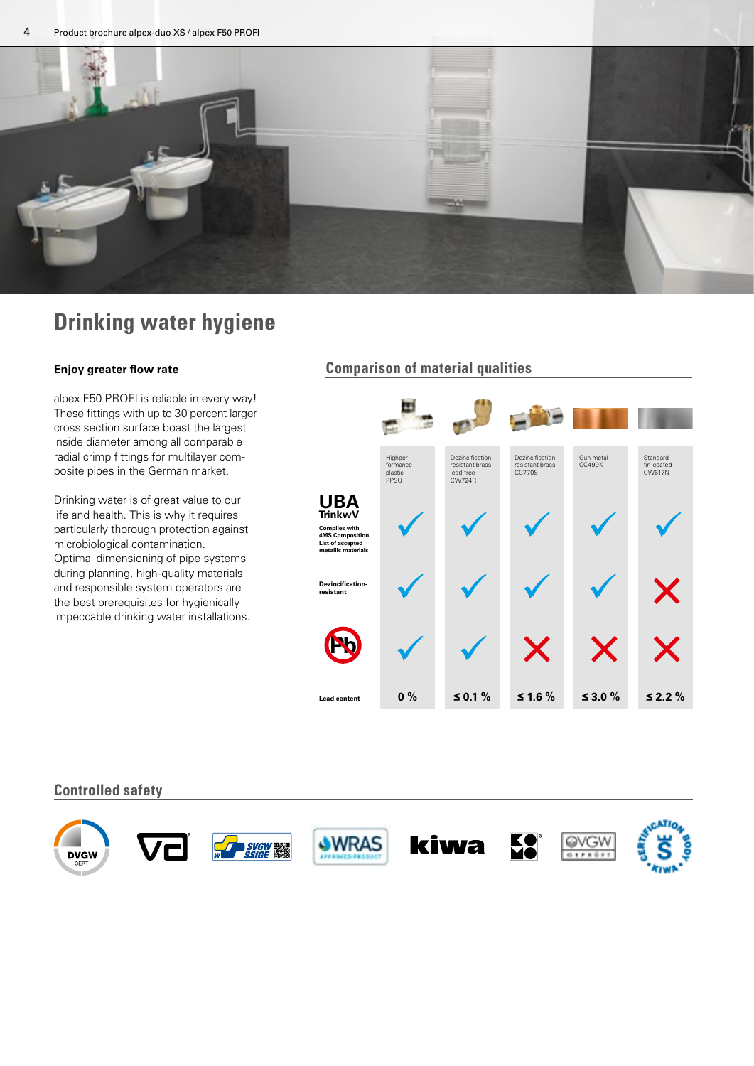# Drinking water hygiene

**Enjoy greater flow rate**

alpex F50 PROFI is reliable in every way! These fittings with up to 30 percent larger cross section surface boast the largest inside diameter among all comparable radial crimp fittings for multilayer composite pipes in the German market.

Drinking water is of great value to our life and health. This is why it requires particularly thorough protection against microbiological contamination. Optimal dimensioning of pipe systems during planning, high-quality materials and responsible system operators are the best prerequisites for hygienically impeccable drinking water installations.

## Comparison of material qualities

| | Highperformance plastic PPSU | Dezincification-resistant brass lead-free CW724R | Dezincification-resistant brass CC770S | Gun metal CC499K | Standard tin-coated CW617N |
|---|---|---|---|---|---|
| UBA TrinkwV – Complies with 4MS Composition List of accepted metallic materials | ✓ | ✓ | ✓ | ✓ | ✓ |
| Dezincification-resistant | ✓ | ✓ | ✓ | ✓ | ✗ |
| Pb (lead-free) | ✓ | ✓ | ✗ | ✗ | ✗ |
| Lead content | 0 % | ≤ 0.1 % | ≤ 1.6 % | ≤ 3.0 % | ≤ 2.2 % |

## Controlled safety

DVGW CERT, VdS, SVGW SSIGE, WRAS Approved Product, kiwa, KOMO, ÖVGW geprüft, Certification Body Kiwa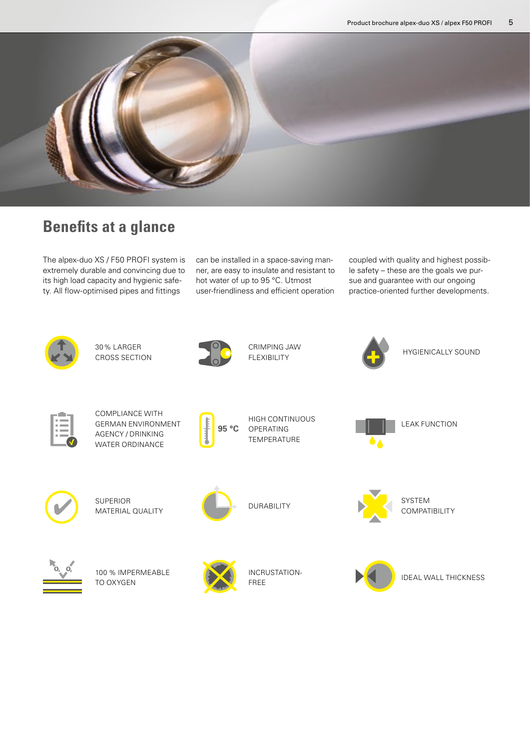## Benefits at a glance

The alpex-duo XS / F50 PROFI system is extremely durable and convincing due to its high load capacity and hygienic safety. All flow-optimised pipes and fittings can be installed in a space-saving manner, are easy to insulate and resistant to hot water of up to 95 °C. Utmost user-friendliness and efficient operation coupled with quality and highest possible safety – these are the goals we pursue and guarantee with our ongoing practice-oriented further developments.

- 30 % LARGER CROSS SECTION
- CRIMPING JAW FLEXIBILITY
- HYGIENICALLY SOUND
- COMPLIANCE WITH GERMAN ENVIRONMENT AGENCY / DRINKING WATER ORDINANCE
- 95 °C HIGH CONTINUOUS OPERATING TEMPERATURE
- LEAK FUNCTION
- SUPERIOR MATERIAL QUALITY
- DURABILITY
- SYSTEM COMPATIBILITY
- 100 % IMPERMEABLE TO OXYGEN
- INCRUSTATION-FREE
- IDEAL WALL THICKNESS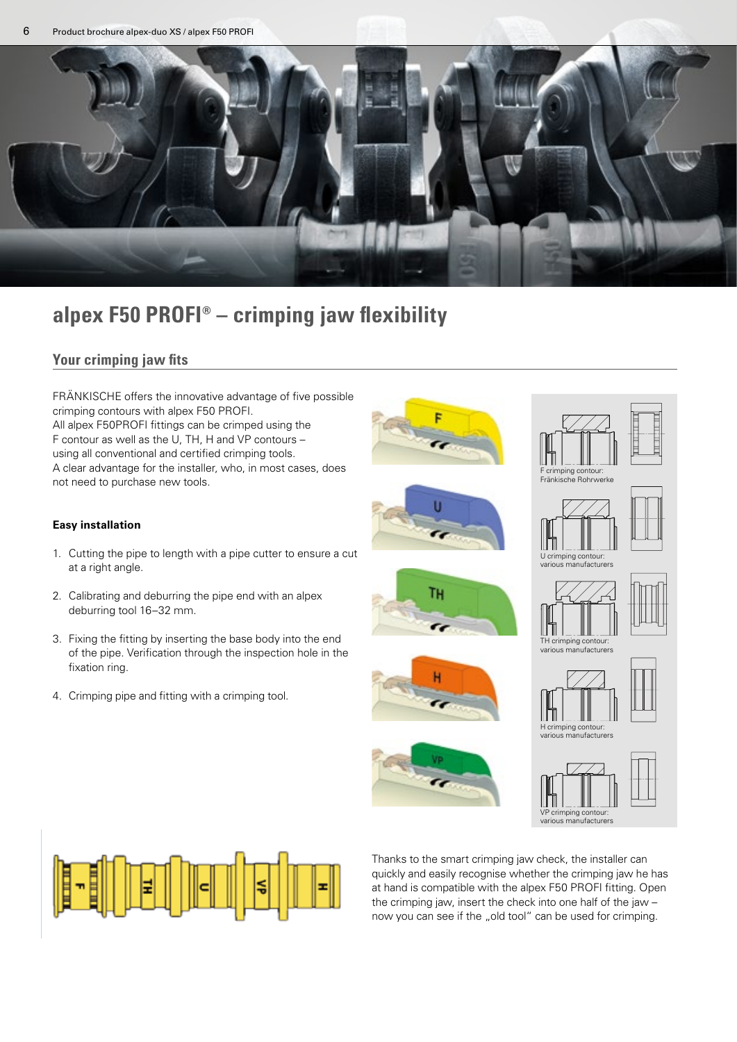# alpex F50 PROFI® – crimping jaw flexibility

## Your crimping jaw fits

FRÄNKISCHE offers the innovative advantage of five possible crimping contours with alpex F50 PROFI.
All alpex F50PROFI fittings can be crimped using the F contour as well as the U, TH, H and VP contours – using all conventional and certified crimping tools.
A clear advantage for the installer, who, in most cases, does not need to purchase new tools.

**Easy installation**

1. Cutting the pipe to length with a pipe cutter to ensure a cut at a right angle.
2. Calibrating and deburring the pipe end with an alpex deburring tool 16–32 mm.
3. Fixing the fitting by inserting the base body into the end of the pipe. Verification through the inspection hole in the fixation ring.
4. Crimping pipe and fitting with a crimping tool.

F crimping contour: Fränkische Rohrwerke

U crimping contour: various manufacturers

TH crimping contour: various manufacturers

H crimping contour: various manufacturers

VP crimping contour: various manufacturers

Thanks to the smart crimping jaw check, the installer can quickly and easily recognise whether the crimping jaw he has at hand is compatible with the alpex F50 PROFI fitting. Open the crimping jaw, insert the check into one half of the jaw – now you can see if the „old tool" can be used for crimping.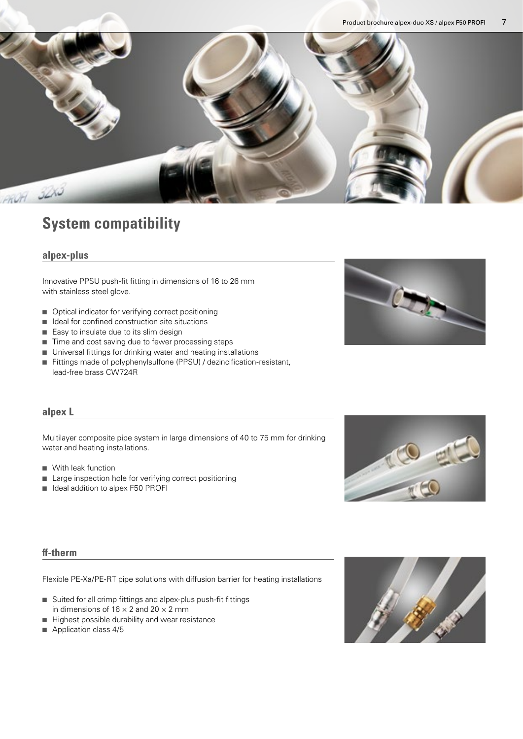# System compatibility

## alpex-plus

Innovative PPSU push-fit fitting in dimensions of 16 to 26 mm with stainless steel glove.

- Optical indicator for verifying correct positioning
- Ideal for confined construction site situations
- Easy to insulate due to its slim design
- Time and cost saving due to fewer processing steps
- Universal fittings for drinking water and heating installations
- Fittings made of polyphenylsulfone (PPSU) / dezincification-resistant, lead-free brass CW724R

## alpex L

Multilayer composite pipe system in large dimensions of 40 to 75 mm for drinking water and heating installations.

- With leak function
- Large inspection hole for verifying correct positioning
- Ideal addition to alpex F50 PROFI

## ff-therm

Flexible PE-Xa/PE-RT pipe solutions with diffusion barrier for heating installations

- Suited for all crimp fittings and alpex-plus push-fit fittings in dimensions of 16 × 2 and 20 × 2 mm
- Highest possible durability and wear resistance
- Application class 4/5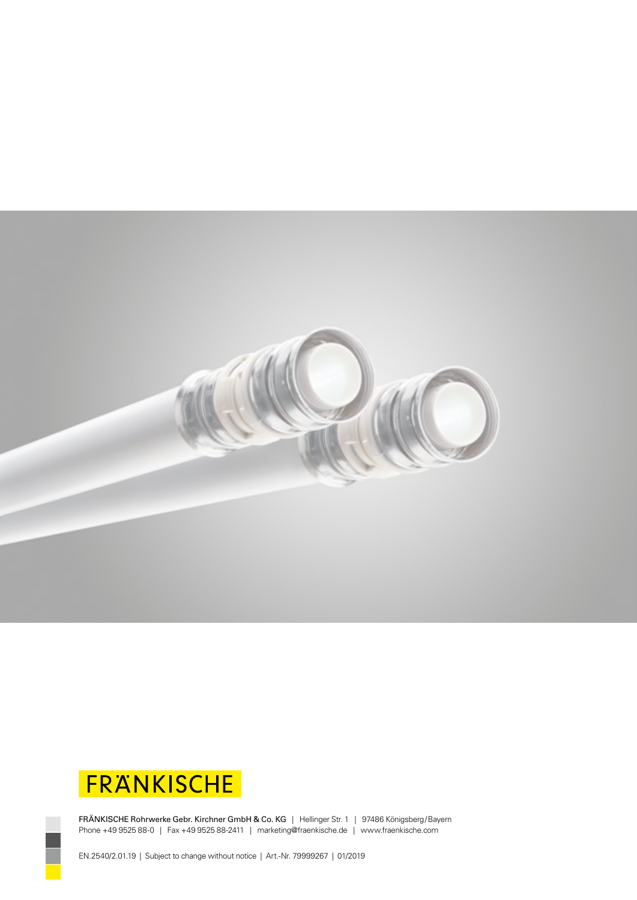FRÄNKISCHE

FRÄNKISCHE Rohrwerke Gebr. Kirchner GmbH & Co. KG | Hellinger Str. 1 | 97486 Königsberg/Bayern
Phone +49 9525 88-0 | Fax +49 9525 88-2411 | marketing@fraenkische.de | www.fraenkische.com

EN.2540/2.01.19 | Subject to change without notice | Art.-Nr. 79999267 | 01/2019